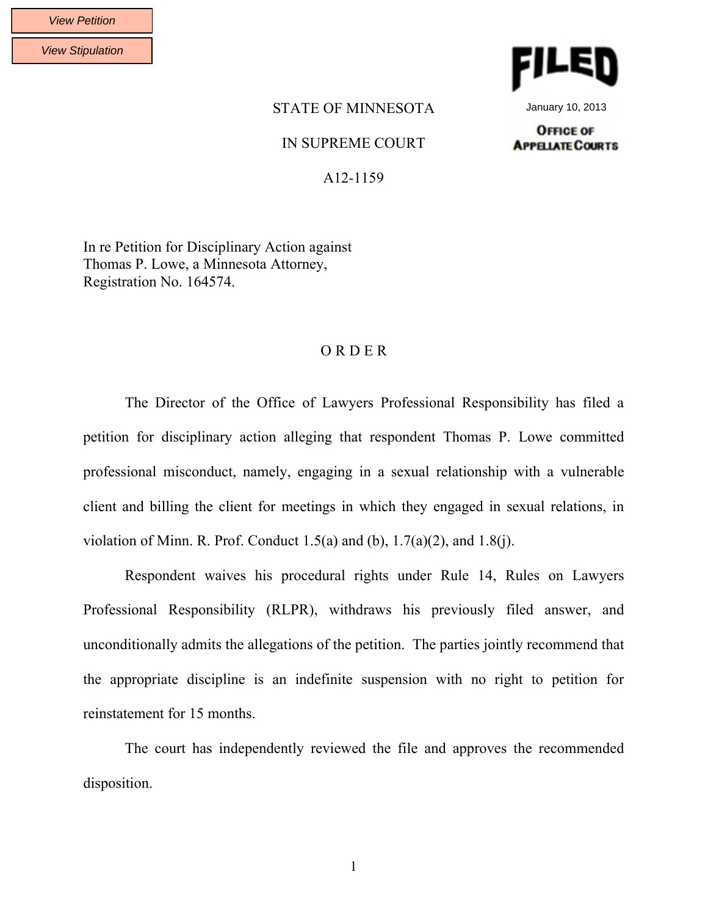View Petition

View Stipulation

FILED

January 10, 2013

OFFICE OF APPELLATE COURTS

STATE OF MINNESOTA

IN SUPREME COURT

A12-1159

In re Petition for Disciplinary Action against
Thomas P. Lowe, a Minnesota Attorney,
Registration No. 164574.

# O R D E R

The Director of the Office of Lawyers Professional Responsibility has filed a petition for disciplinary action alleging that respondent Thomas P. Lowe committed professional misconduct, namely, engaging in a sexual relationship with a vulnerable client and billing the client for meetings in which they engaged in sexual relations, in violation of Minn. R. Prof. Conduct 1.5(a) and (b), 1.7(a)(2), and 1.8(j).

Respondent waives his procedural rights under Rule 14, Rules on Lawyers Professional Responsibility (RLPR), withdraws his previously filed answer, and unconditionally admits the allegations of the petition. The parties jointly recommend that the appropriate discipline is an indefinite suspension with no right to petition for reinstatement for 15 months.

The court has independently reviewed the file and approves the recommended disposition.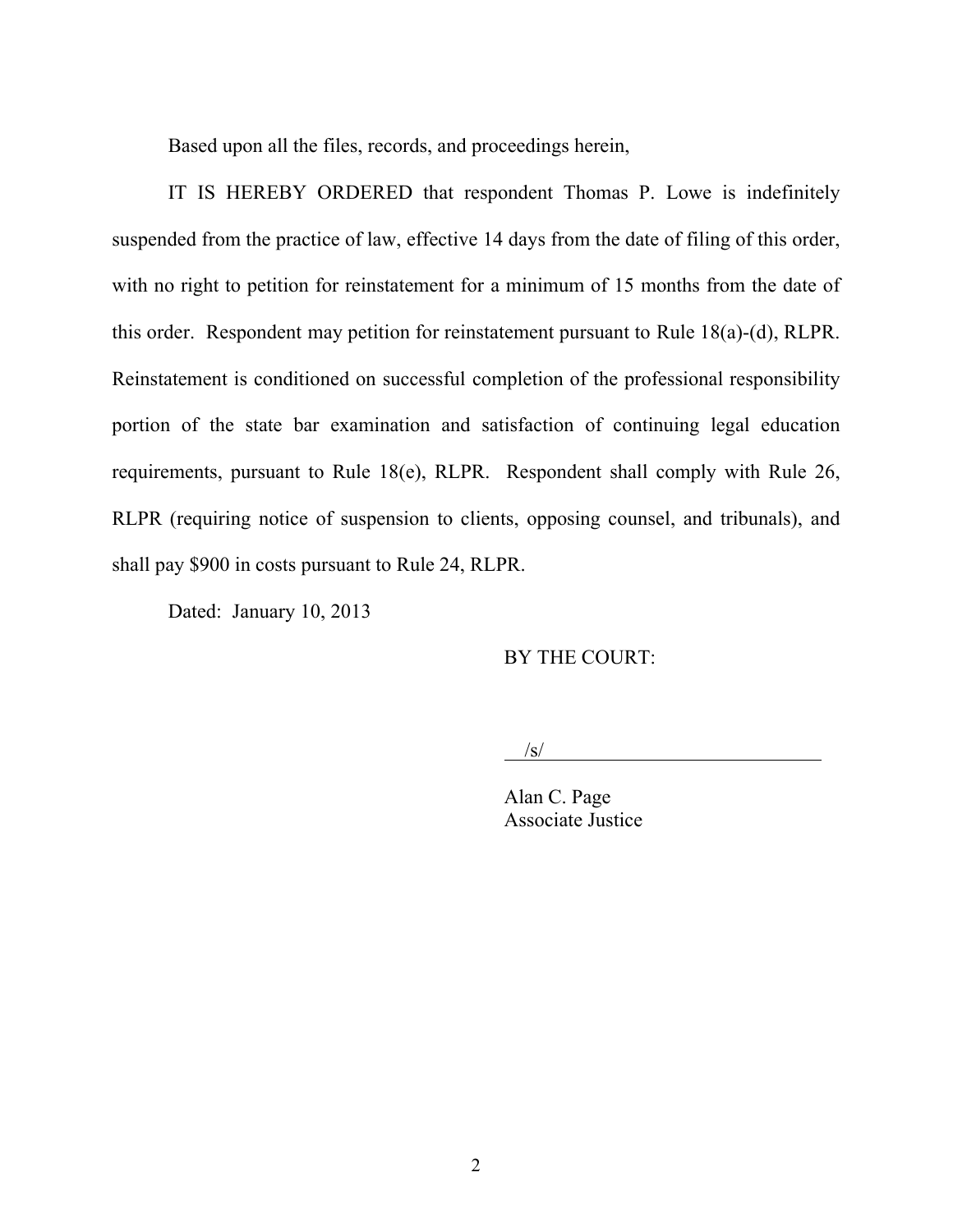Based upon all the files, records, and proceedings herein,

IT IS HEREBY ORDERED that respondent Thomas P. Lowe is indefinitely suspended from the practice of law, effective 14 days from the date of filing of this order, with no right to petition for reinstatement for a minimum of 15 months from the date of this order. Respondent may petition for reinstatement pursuant to Rule 18(a)-(d), RLPR. Reinstatement is conditioned on successful completion of the professional responsibility portion of the state bar examination and satisfaction of continuing legal education requirements, pursuant to Rule 18(e), RLPR. Respondent shall comply with Rule 26, RLPR (requiring notice of suspension to clients, opposing counsel, and tribunals), and shall pay $900 in costs pursuant to Rule 24, RLPR.

Dated: January 10, 2013

BY THE COURT:

/s/

Alan C. Page
Associate Justice